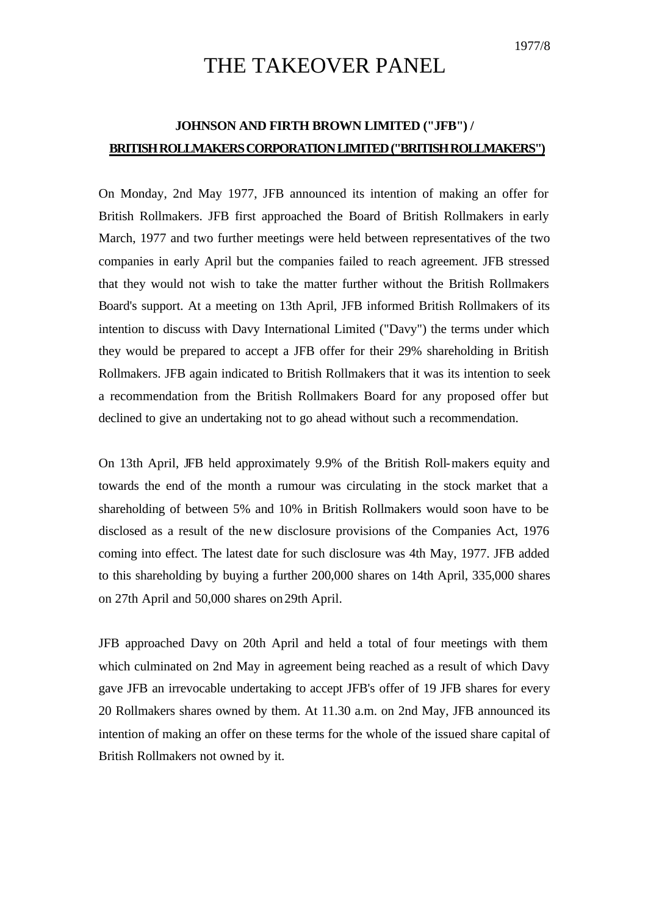1977/8

# THE TAKEOVER PANEL

## JOHNSON AND FIRTH BROWN LIMITED ("JFB") / BRITISH ROLLMAKERS CORPORATION LIMITED ("BRITISH ROLLMAKERS")

On Monday, 2nd May 1977, JFB announced its intention of making an offer for British Rollmakers. JFB first approached the Board of British Rollmakers in early March, 1977 and two further meetings were held between representatives of the two companies in early April but the companies failed to reach agreement. JFB stressed that they would not wish to take the matter further without the British Rollmakers Board's support. At a meeting on 13th April, JFB informed British Rollmakers of its intention to discuss with Davy International Limited ("Davy") the terms under which they would be prepared to accept a JFB offer for their 29% shareholding in British Rollmakers. JFB again indicated to British Rollmakers that it was its intention to seek a recommendation from the British Rollmakers Board for any proposed offer but declined to give an undertaking not to go ahead without such a recommendation.

On 13th April, JFB held approximately 9.9% of the British Roll-makers equity and towards the end of the month a rumour was circulating in the stock market that a shareholding of between 5% and 10% in British Rollmakers would soon have to be disclosed as a result of the new disclosure provisions of the Companies Act, 1976 coming into effect. The latest date for such disclosure was 4th May, 1977. JFB added to this shareholding by buying a further 200,000 shares on 14th April, 335,000 shares on 27th April and 50,000 shares on 29th April.

JFB approached Davy on 20th April and held a total of four meetings with them which culminated on 2nd May in agreement being reached as a result of which Davy gave JFB an irrevocable undertaking to accept JFB's offer of 19 JFB shares for every 20 Rollmakers shares owned by them. At 11.30 a.m. on 2nd May, JFB announced its intention of making an offer on these terms for the whole of the issued share capital of British Rollmakers not owned by it.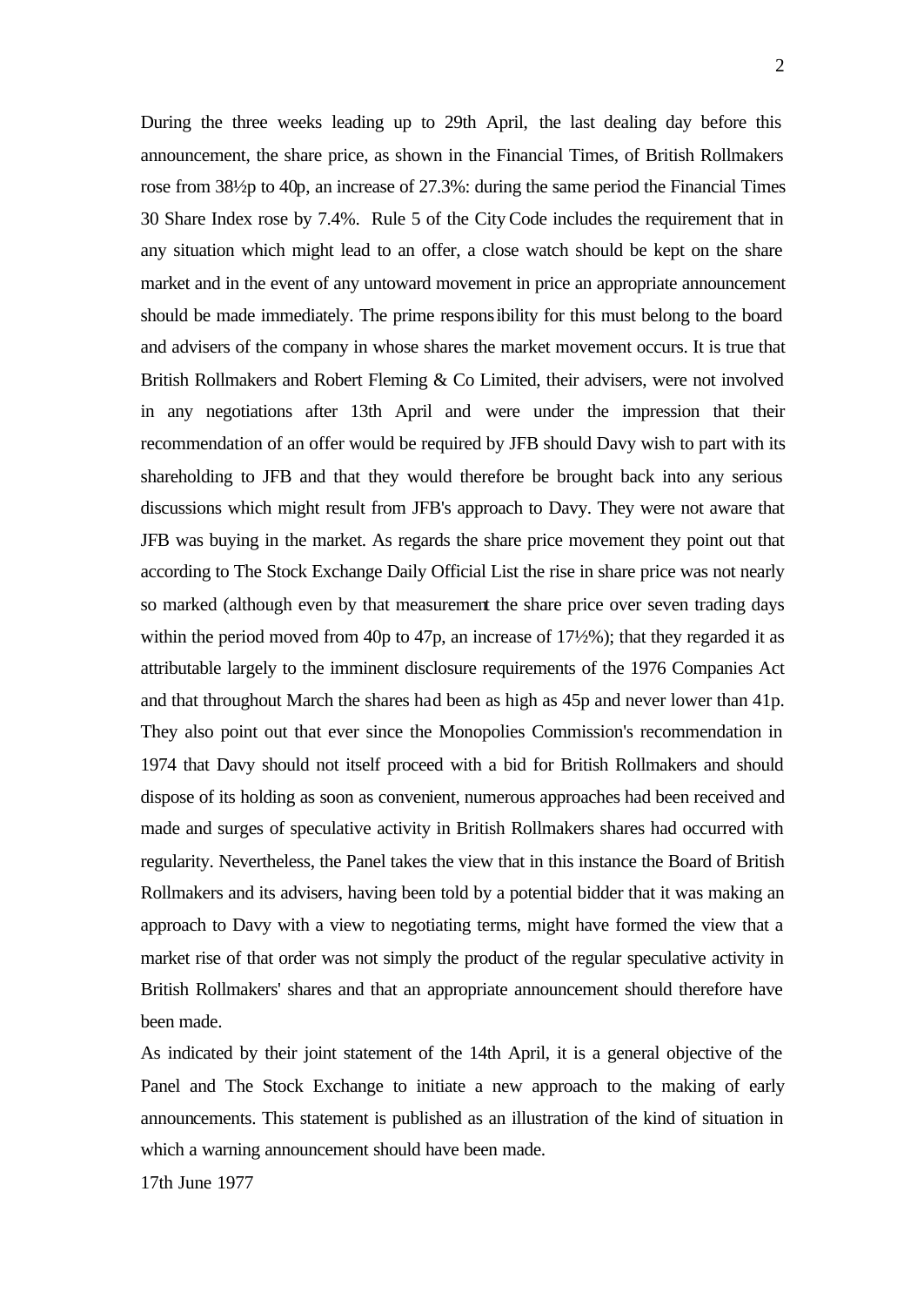During the three weeks leading up to 29th April, the last dealing day before this announcement, the share price, as shown in the Financial Times, of British Rollmakers rose from 38½p to 40p, an increase of 27.3%: during the same period the Financial Times 30 Share Index rose by 7.4%. Rule 5 of the City Code includes the requirement that in any situation which might lead to an offer, a close watch should be kept on the share market and in the event of any untoward movement in price an appropriate announcement should be made immediately. The prime responsibility for this must belong to the board and advisers of the company in whose shares the market movement occurs. It is true that British Rollmakers and Robert Fleming & Co Limited, their advisers, were not involved in any negotiations after 13th April and were under the impression that their recommendation of an offer would be required by JFB should Davy wish to part with its shareholding to JFB and that they would therefore be brought back into any serious discussions which might result from JFB's approach to Davy. They were not aware that JFB was buying in the market. As regards the share price movement they point out that according to The Stock Exchange Daily Official List the rise in share price was not nearly so marked (although even by that measurement the share price over seven trading days within the period moved from 40p to 47p, an increase of 17½%); that they regarded it as attributable largely to the imminent disclosure requirements of the 1976 Companies Act and that throughout March the shares had been as high as 45p and never lower than 41p. They also point out that ever since the Monopolies Commission's recommendation in 1974 that Davy should not itself proceed with a bid for British Rollmakers and should dispose of its holding as soon as convenient, numerous approaches had been received and made and surges of speculative activity in British Rollmakers shares had occurred with regularity. Nevertheless, the Panel takes the view that in this instance the Board of British Rollmakers and its advisers, having been told by a potential bidder that it was making an approach to Davy with a view to negotiating terms, might have formed the view that a market rise of that order was not simply the product of the regular speculative activity in British Rollmakers' shares and that an appropriate announcement should therefore have been made.

As indicated by their joint statement of the 14th April, it is a general objective of the Panel and The Stock Exchange to initiate a new approach to the making of early announcements. This statement is published as an illustration of the kind of situation in which a warning announcement should have been made.

17th June 1977